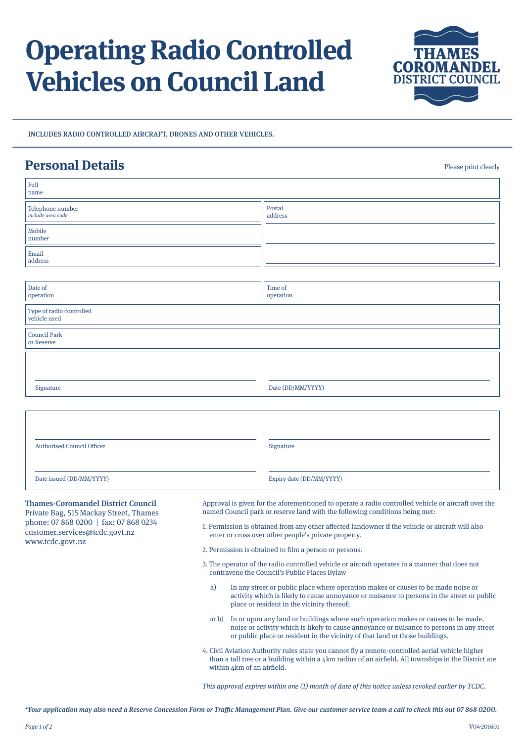# Operating Radio Controlled Vehicles on Council Land

THAMES COROMANDEL DISTRICT COUNCIL

INCLUDES RADIO CONTROLLED AIRCRAFT, DRONES AND OTHER VEHICLES.

## Personal Details

Please print clearly

| | |
|---|---|
| Full name | |

| | |
|---|---|
| Telephone number *include area code* | Postal address |
| Mobile number | |
| Email address | |

| | |
|---|---|
| Date of operation | Time of operation |
| Type of radio controlled vehicle used | |
| Council Park or Reserve | |

| | |
|---|---|
| Signature | Date (DD/MM/YYYY) |

| | |
|---|---|
| Authorised Council Officer | Signature |
| Date issued (DD/MM/YYYY) | Expiry date (DD/MM/YYYY) |

**Thames-Coromandel District Council**
Private Bag, 515 Mackay Street, Thames
phone: 07 868 0200 | fax: 07 868 0234
customer.services@tcdc.govt.nz
www.tcdc.govt.nz

Approval is given for the aforementioned to operate a radio controlled vehicle or aircraft over the named Council park or reserve land with the following conditions being met:

1. Permission is obtained from any other affected landowner if the vehicle or aircraft will also enter or cross over other people's private property.
2. Permission is obtained to film a person or persons.
3. The operator of the radio controlled vehicle or aircraft operates in a manner that does not contravene the Council's Public Places Bylaw
   - a) In any street or public place where operation makes or causes to be made noise or activity which is likely to cause annoyance or nuisance to persons in the street or public place or resident in the vicinity thereof;
   - or b) In or upon any land or buildings where such operation makes or causes to be made, noise or activity which is likely to cause annoyance or nuisance to persons in any street or public place or resident in the vicinity of that land or those buildings.
4. Civil Aviation Authority rules state you cannot fly a remote-controlled aerial vehicle higher than a tall tree or a building within a 4km radius of an airfield. All townships in the District are within 4km of an airfield.

*This approval expires within one (1) month of date of this notice unless revoked earlier by TCDC.*

***Your application may also need a Reserve Concession Form or Traffic Management Plan. Give our customer service team a call to check this out 07 868 0200.***

V04-201601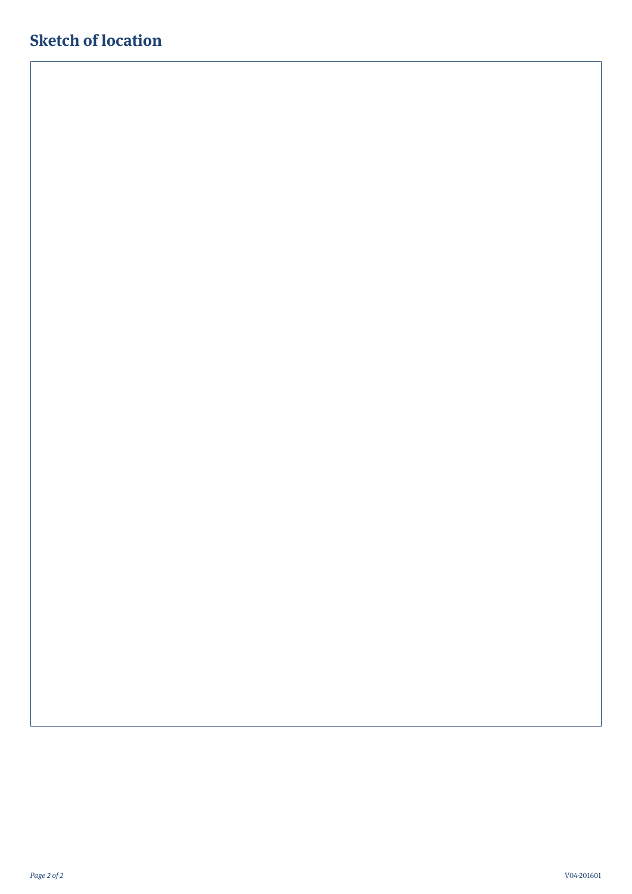## Sketch of location